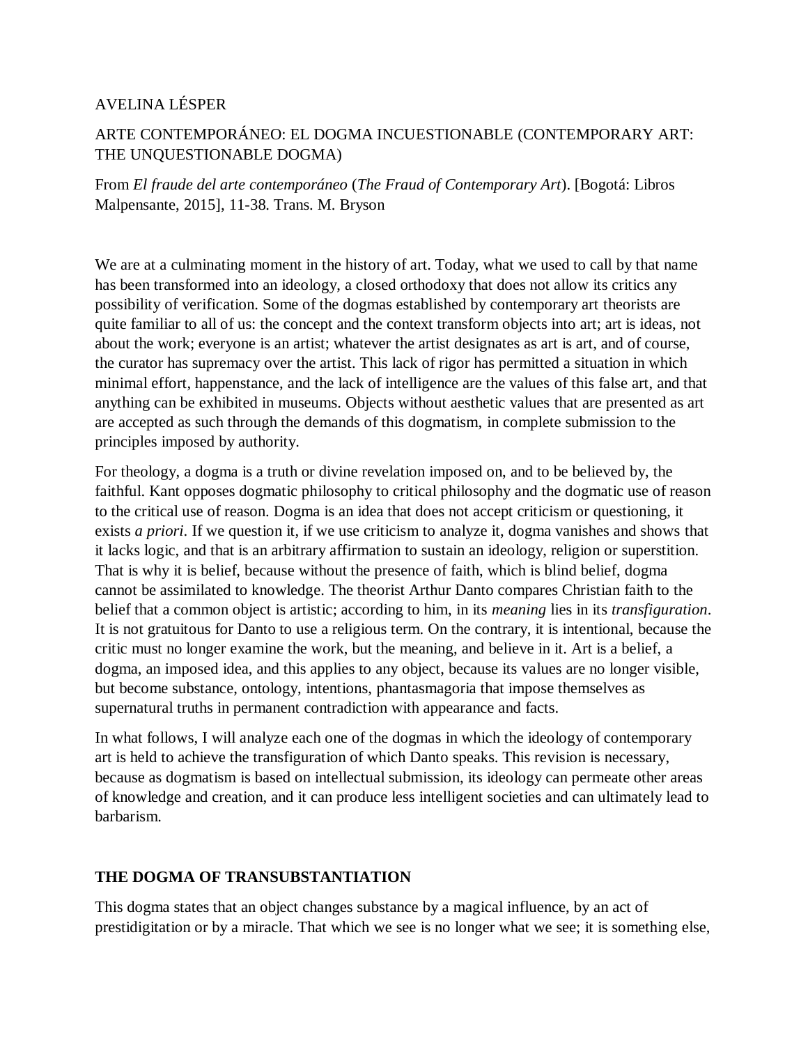AVELINA LÉSPER

ARTE CONTEMPORÁNEO: EL DOGMA INCUESTIONABLE (CONTEMPORARY ART: THE UNQUESTIONABLE DOGMA)

From *El fraude del arte contemporáneo* (*The Fraud of Contemporary Art*). [Bogotá: Libros Malpensante, 2015], 11-38. Trans. M. Bryson

We are at a culminating moment in the history of art. Today, what we used to call by that name has been transformed into an ideology, a closed orthodoxy that does not allow its critics any possibility of verification. Some of the dogmas established by contemporary art theorists are quite familiar to all of us: the concept and the context transform objects into art; art is ideas, not about the work; everyone is an artist; whatever the artist designates as art is art, and of course, the curator has supremacy over the artist. This lack of rigor has permitted a situation in which minimal effort, happenstance, and the lack of intelligence are the values of this false art, and that anything can be exhibited in museums. Objects without aesthetic values that are presented as art are accepted as such through the demands of this dogmatism, in complete submission to the principles imposed by authority.

For theology, a dogma is a truth or divine revelation imposed on, and to be believed by, the faithful. Kant opposes dogmatic philosophy to critical philosophy and the dogmatic use of reason to the critical use of reason. Dogma is an idea that does not accept criticism or questioning, it exists *a priori*. If we question it, if we use criticism to analyze it, dogma vanishes and shows that it lacks logic, and that is an arbitrary affirmation to sustain an ideology, religion or superstition. That is why it is belief, because without the presence of faith, which is blind belief, dogma cannot be assimilated to knowledge. The theorist Arthur Danto compares Christian faith to the belief that a common object is artistic; according to him, in its *meaning* lies in its *transfiguration*. It is not gratuitous for Danto to use a religious term. On the contrary, it is intentional, because the critic must no longer examine the work, but the meaning, and believe in it. Art is a belief, a dogma, an imposed idea, and this applies to any object, because its values are no longer visible, but become substance, ontology, intentions, phantasmagoria that impose themselves as supernatural truths in permanent contradiction with appearance and facts.

In what follows, I will analyze each one of the dogmas in which the ideology of contemporary art is held to achieve the transfiguration of which Danto speaks. This revision is necessary, because as dogmatism is based on intellectual submission, its ideology can permeate other areas of knowledge and creation, and it can produce less intelligent societies and can ultimately lead to barbarism.

## THE DOGMA OF TRANSUBSTANTIATION

This dogma states that an object changes substance by a magical influence, by an act of prestidigitation or by a miracle. That which we see is no longer what we see; it is something else,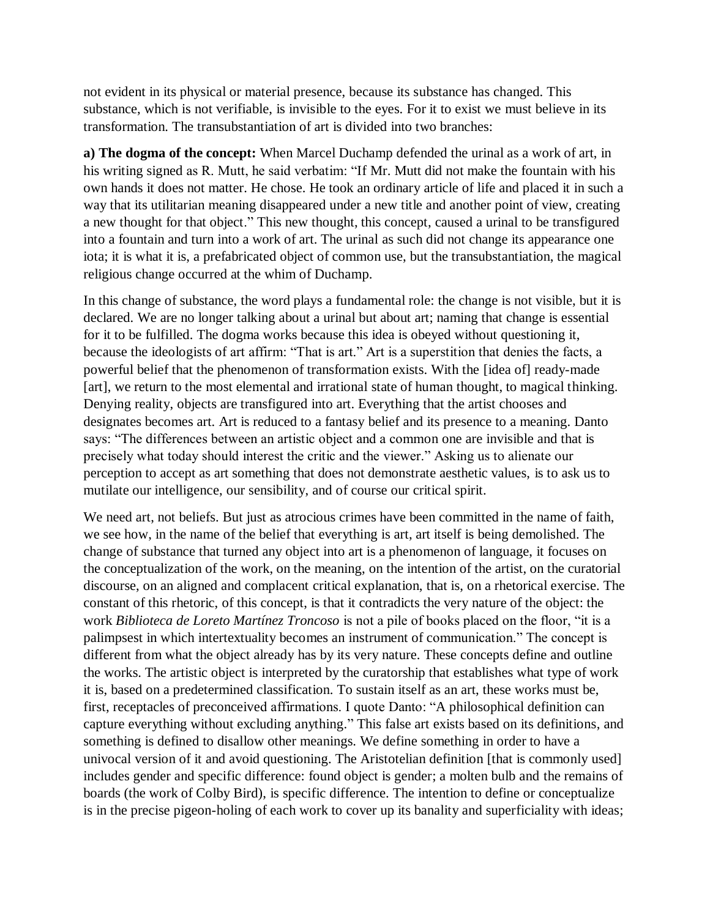not evident in its physical or material presence, because its substance has changed. This substance, which is not verifiable, is invisible to the eyes. For it to exist we must believe in its transformation. The transubstantiation of art is divided into two branches:

**a) The dogma of the concept:** When Marcel Duchamp defended the urinal as a work of art, in his writing signed as R. Mutt, he said verbatim: "If Mr. Mutt did not make the fountain with his own hands it does not matter. He chose. He took an ordinary article of life and placed it in such a way that its utilitarian meaning disappeared under a new title and another point of view, creating a new thought for that object." This new thought, this concept, caused a urinal to be transfigured into a fountain and turn into a work of art. The urinal as such did not change its appearance one iota; it is what it is, a prefabricated object of common use, but the transubstantiation, the magical religious change occurred at the whim of Duchamp.

In this change of substance, the word plays a fundamental role: the change is not visible, but it is declared. We are no longer talking about a urinal but about art; naming that change is essential for it to be fulfilled. The dogma works because this idea is obeyed without questioning it, because the ideologists of art affirm: "That is art." Art is a superstition that denies the facts, a powerful belief that the phenomenon of transformation exists. With the [idea of] ready-made [art], we return to the most elemental and irrational state of human thought, to magical thinking. Denying reality, objects are transfigured into art. Everything that the artist chooses and designates becomes art. Art is reduced to a fantasy belief and its presence to a meaning. Danto says: "The differences between an artistic object and a common one are invisible and that is precisely what today should interest the critic and the viewer." Asking us to alienate our perception to accept as art something that does not demonstrate aesthetic values, is to ask us to mutilate our intelligence, our sensibility, and of course our critical spirit.

We need art, not beliefs. But just as atrocious crimes have been committed in the name of faith, we see how, in the name of the belief that everything is art, art itself is being demolished. The change of substance that turned any object into art is a phenomenon of language, it focuses on the conceptualization of the work, on the meaning, on the intention of the artist, on the curatorial discourse, on an aligned and complacent critical explanation, that is, on a rhetorical exercise. The constant of this rhetoric, of this concept, is that it contradicts the very nature of the object: the work *Biblioteca de Loreto Martínez Troncoso* is not a pile of books placed on the floor, "it is a palimpsest in which intertextuality becomes an instrument of communication." The concept is different from what the object already has by its very nature. These concepts define and outline the works. The artistic object is interpreted by the curatorship that establishes what type of work it is, based on a predetermined classification. To sustain itself as an art, these works must be, first, receptacles of preconceived affirmations. I quote Danto: "A philosophical definition can capture everything without excluding anything." This false art exists based on its definitions, and something is defined to disallow other meanings. We define something in order to have a univocal version of it and avoid questioning. The Aristotelian definition [that is commonly used] includes gender and specific difference: found object is gender; a molten bulb and the remains of boards (the work of Colby Bird), is specific difference. The intention to define or conceptualize is in the precise pigeon-holing of each work to cover up its banality and superficiality with ideas;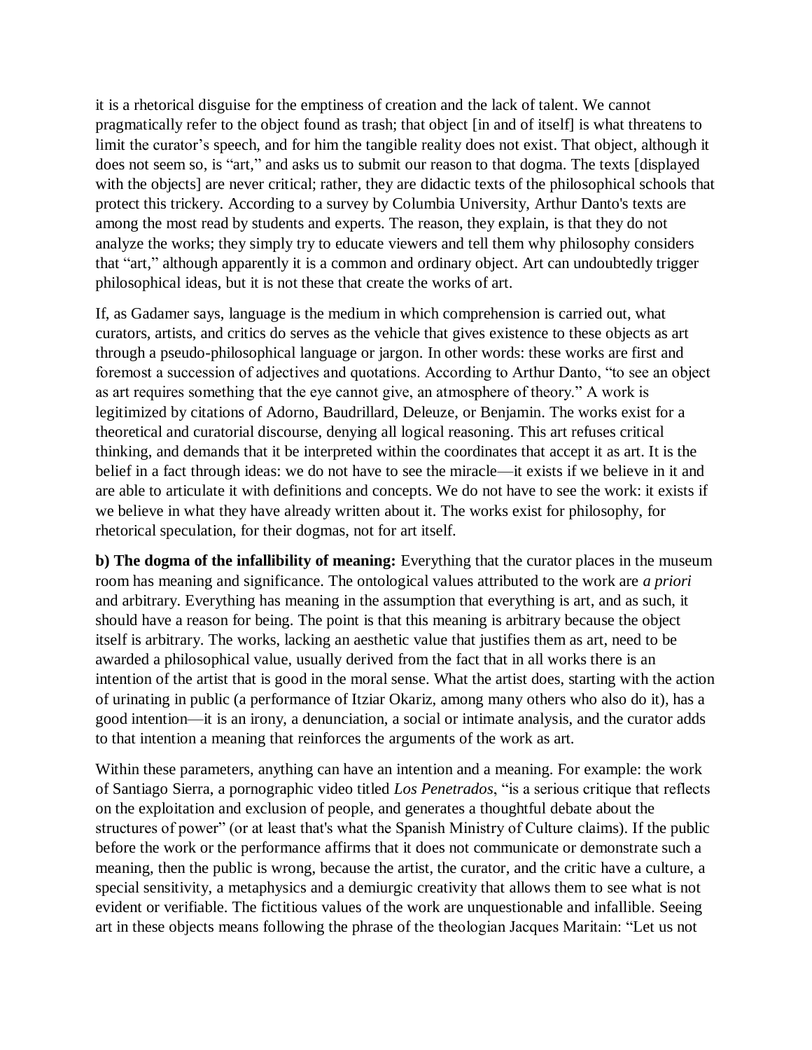it is a rhetorical disguise for the emptiness of creation and the lack of talent. We cannot pragmatically refer to the object found as trash; that object [in and of itself] is what threatens to limit the curator's speech, and for him the tangible reality does not exist. That object, although it does not seem so, is "art," and asks us to submit our reason to that dogma. The texts [displayed with the objects] are never critical; rather, they are didactic texts of the philosophical schools that protect this trickery. According to a survey by Columbia University, Arthur Danto's texts are among the most read by students and experts. The reason, they explain, is that they do not analyze the works; they simply try to educate viewers and tell them why philosophy considers that "art," although apparently it is a common and ordinary object. Art can undoubtedly trigger philosophical ideas, but it is not these that create the works of art.

If, as Gadamer says, language is the medium in which comprehension is carried out, what curators, artists, and critics do serves as the vehicle that gives existence to these objects as art through a pseudo-philosophical language or jargon. In other words: these works are first and foremost a succession of adjectives and quotations. According to Arthur Danto, "to see an object as art requires something that the eye cannot give, an atmosphere of theory." A work is legitimized by citations of Adorno, Baudrillard, Deleuze, or Benjamin. The works exist for a theoretical and curatorial discourse, denying all logical reasoning. This art refuses critical thinking, and demands that it be interpreted within the coordinates that accept it as art. It is the belief in a fact through ideas: we do not have to see the miracle—it exists if we believe in it and are able to articulate it with definitions and concepts. We do not have to see the work: it exists if we believe in what they have already written about it. The works exist for philosophy, for rhetorical speculation, for their dogmas, not for art itself.

**b) The dogma of the infallibility of meaning:** Everything that the curator places in the museum room has meaning and significance. The ontological values attributed to the work are *a priori* and arbitrary. Everything has meaning in the assumption that everything is art, and as such, it should have a reason for being. The point is that this meaning is arbitrary because the object itself is arbitrary. The works, lacking an aesthetic value that justifies them as art, need to be awarded a philosophical value, usually derived from the fact that in all works there is an intention of the artist that is good in the moral sense. What the artist does, starting with the action of urinating in public (a performance of Itziar Okariz, among many others who also do it), has a good intention—it is an irony, a denunciation, a social or intimate analysis, and the curator adds to that intention a meaning that reinforces the arguments of the work as art.

Within these parameters, anything can have an intention and a meaning. For example: the work of Santiago Sierra, a pornographic video titled *Los Penetrados*, "is a serious critique that reflects on the exploitation and exclusion of people, and generates a thoughtful debate about the structures of power" (or at least that's what the Spanish Ministry of Culture claims). If the public before the work or the performance affirms that it does not communicate or demonstrate such a meaning, then the public is wrong, because the artist, the curator, and the critic have a culture, a special sensitivity, a metaphysics and a demiurgic creativity that allows them to see what is not evident or verifiable. The fictitious values of the work are unquestionable and infallible. Seeing art in these objects means following the phrase of the theologian Jacques Maritain: "Let us not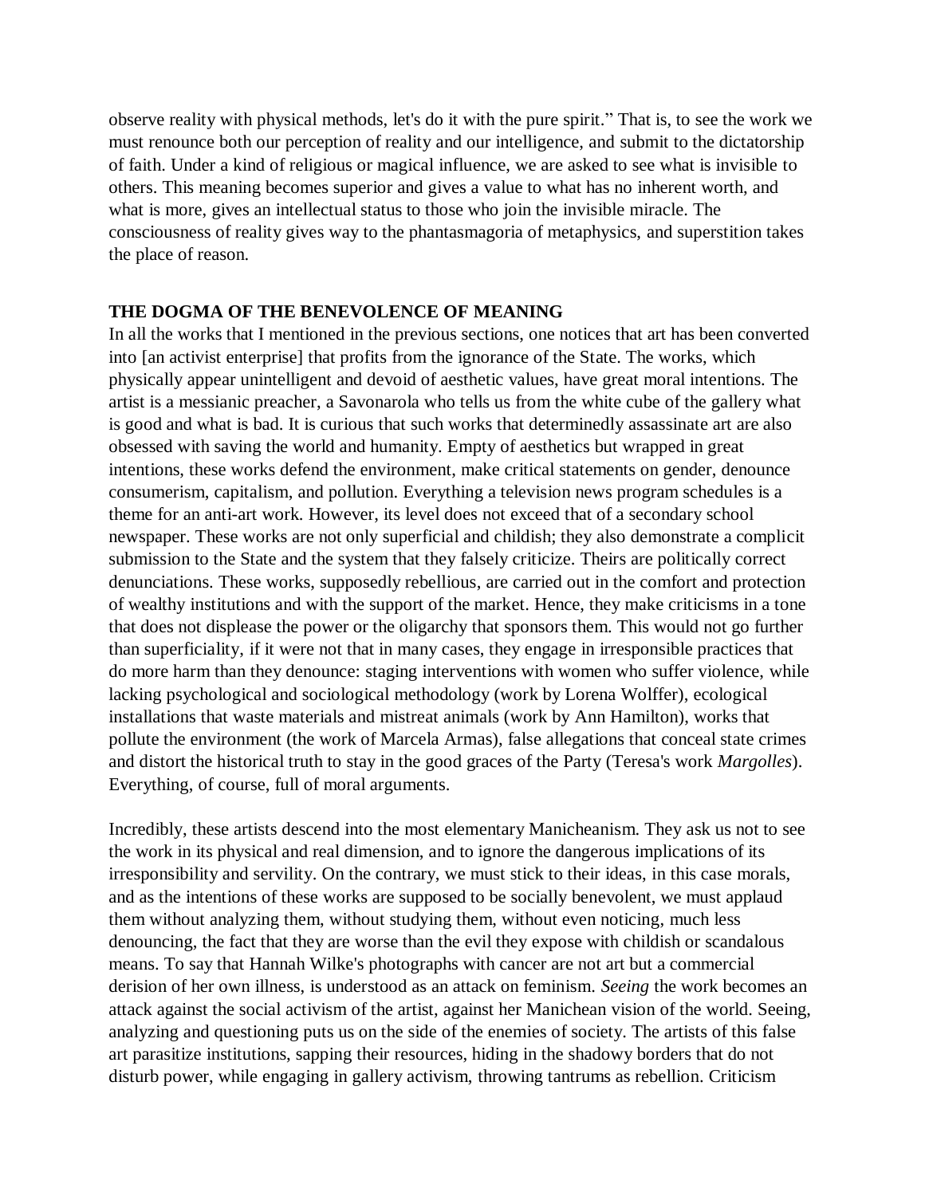observe reality with physical methods, let's do it with the pure spirit." That is, to see the work we must renounce both our perception of reality and our intelligence, and submit to the dictatorship of faith. Under a kind of religious or magical influence, we are asked to see what is invisible to others. This meaning becomes superior and gives a value to what has no inherent worth, and what is more, gives an intellectual status to those who join the invisible miracle. The consciousness of reality gives way to the phantasmagoria of metaphysics, and superstition takes the place of reason.

**THE DOGMA OF THE BENEVOLENCE OF MEANING**

In all the works that I mentioned in the previous sections, one notices that art has been converted into [an activist enterprise] that profits from the ignorance of the State. The works, which physically appear unintelligent and devoid of aesthetic values, have great moral intentions. The artist is a messianic preacher, a Savonarola who tells us from the white cube of the gallery what is good and what is bad. It is curious that such works that determinedly assassinate art are also obsessed with saving the world and humanity. Empty of aesthetics but wrapped in great intentions, these works defend the environment, make critical statements on gender, denounce consumerism, capitalism, and pollution. Everything a television news program schedules is a theme for an anti-art work. However, its level does not exceed that of a secondary school newspaper. These works are not only superficial and childish; they also demonstrate a complicit submission to the State and the system that they falsely criticize. Theirs are politically correct denunciations. These works, supposedly rebellious, are carried out in the comfort and protection of wealthy institutions and with the support of the market. Hence, they make criticisms in a tone that does not displease the power or the oligarchy that sponsors them. This would not go further than superficiality, if it were not that in many cases, they engage in irresponsible practices that do more harm than they denounce: staging interventions with women who suffer violence, while lacking psychological and sociological methodology (work by Lorena Wolffer), ecological installations that waste materials and mistreat animals (work by Ann Hamilton), works that pollute the environment (the work of Marcela Armas), false allegations that conceal state crimes and distort the historical truth to stay in the good graces of the Party (Teresa's work *Margolles*). Everything, of course, full of moral arguments.

Incredibly, these artists descend into the most elementary Manicheanism. They ask us not to see the work in its physical and real dimension, and to ignore the dangerous implications of its irresponsibility and servility. On the contrary, we must stick to their ideas, in this case morals, and as the intentions of these works are supposed to be socially benevolent, we must applaud them without analyzing them, without studying them, without even noticing, much less denouncing, the fact that they are worse than the evil they expose with childish or scandalous means. To say that Hannah Wilke's photographs with cancer are not art but a commercial derision of her own illness, is understood as an attack on feminism. *Seeing* the work becomes an attack against the social activism of the artist, against her Manichean vision of the world. Seeing, analyzing and questioning puts us on the side of the enemies of society. The artists of this false art parasitize institutions, sapping their resources, hiding in the shadowy borders that do not disturb power, while engaging in gallery activism, throwing tantrums as rebellion. Criticism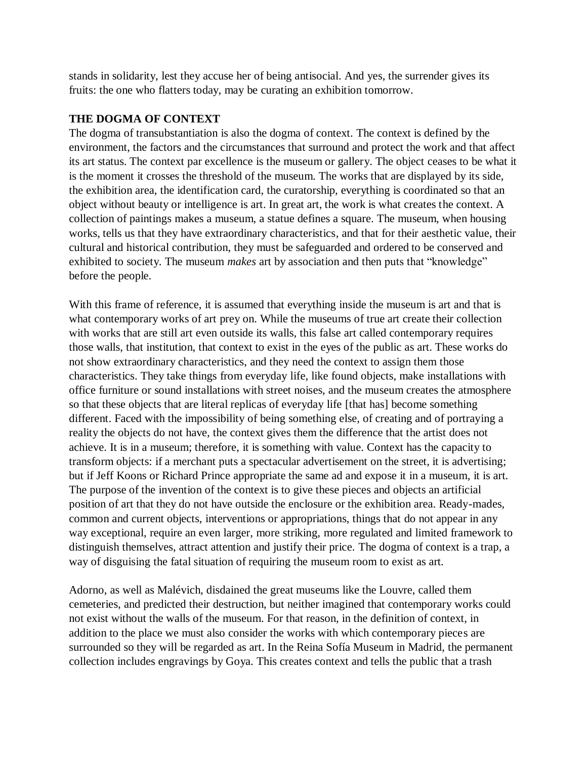stands in solidarity, lest they accuse her of being antisocial. And yes, the surrender gives its fruits: the one who flatters today, may be curating an exhibition tomorrow.

**THE DOGMA OF CONTEXT**

The dogma of transubstantiation is also the dogma of context. The context is defined by the environment, the factors and the circumstances that surround and protect the work and that affect its art status. The context par excellence is the museum or gallery. The object ceases to be what it is the moment it crosses the threshold of the museum. The works that are displayed by its side, the exhibition area, the identification card, the curatorship, everything is coordinated so that an object without beauty or intelligence is art. In great art, the work is what creates the context. A collection of paintings makes a museum, a statue defines a square. The museum, when housing works, tells us that they have extraordinary characteristics, and that for their aesthetic value, their cultural and historical contribution, they must be safeguarded and ordered to be conserved and exhibited to society. The museum *makes* art by association and then puts that "knowledge" before the people.

With this frame of reference, it is assumed that everything inside the museum is art and that is what contemporary works of art prey on. While the museums of true art create their collection with works that are still art even outside its walls, this false art called contemporary requires those walls, that institution, that context to exist in the eyes of the public as art. These works do not show extraordinary characteristics, and they need the context to assign them those characteristics. They take things from everyday life, like found objects, make installations with office furniture or sound installations with street noises, and the museum creates the atmosphere so that these objects that are literal replicas of everyday life [that has] become something different. Faced with the impossibility of being something else, of creating and of portraying a reality the objects do not have, the context gives them the difference that the artist does not achieve. It is in a museum; therefore, it is something with value. Context has the capacity to transform objects: if a merchant puts a spectacular advertisement on the street, it is advertising; but if Jeff Koons or Richard Prince appropriate the same ad and expose it in a museum, it is art. The purpose of the invention of the context is to give these pieces and objects an artificial position of art that they do not have outside the enclosure or the exhibition area. Ready-mades, common and current objects, interventions or appropriations, things that do not appear in any way exceptional, require an even larger, more striking, more regulated and limited framework to distinguish themselves, attract attention and justify their price. The dogma of context is a trap, a way of disguising the fatal situation of requiring the museum room to exist as art.

Adorno, as well as Malévich, disdained the great museums like the Louvre, called them cemeteries, and predicted their destruction, but neither imagined that contemporary works could not exist without the walls of the museum. For that reason, in the definition of context, in addition to the place we must also consider the works with which contemporary pieces are surrounded so they will be regarded as art. In the Reina Sofía Museum in Madrid, the permanent collection includes engravings by Goya. This creates context and tells the public that a trash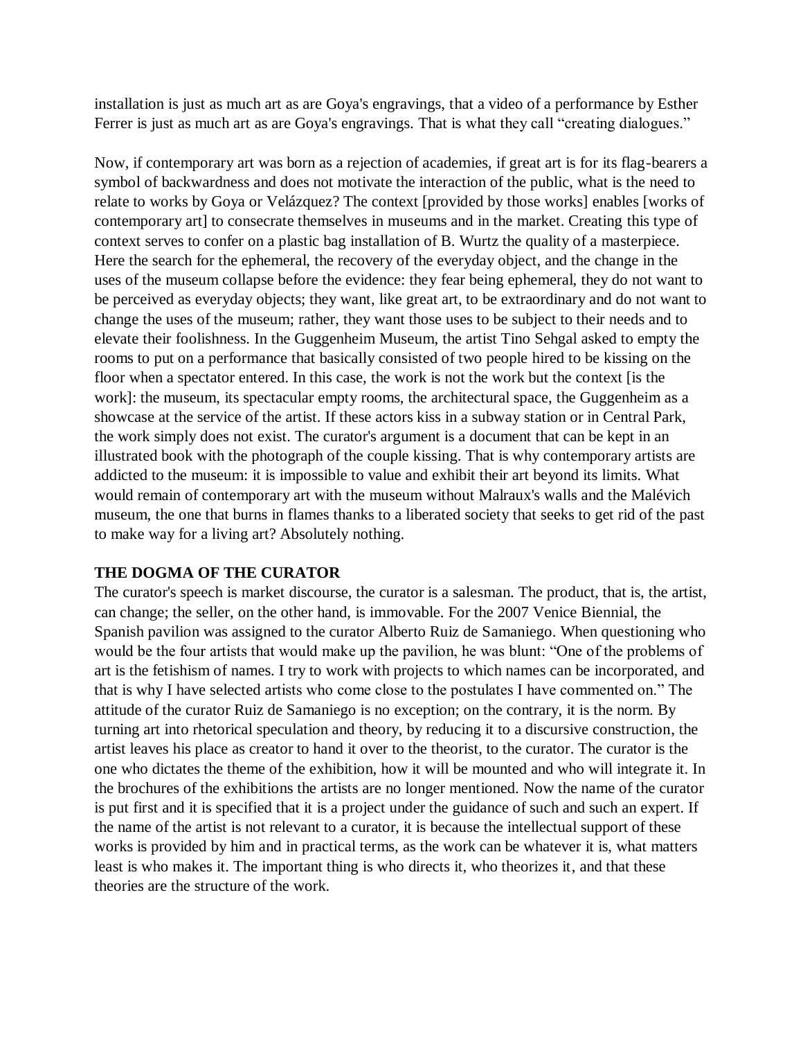installation is just as much art as are Goya's engravings, that a video of a performance by Esther Ferrer is just as much art as are Goya's engravings. That is what they call "creating dialogues."

Now, if contemporary art was born as a rejection of academies, if great art is for its flag-bearers a symbol of backwardness and does not motivate the interaction of the public, what is the need to relate to works by Goya or Velázquez? The context [provided by those works] enables [works of contemporary art] to consecrate themselves in museums and in the market. Creating this type of context serves to confer on a plastic bag installation of B. Wurtz the quality of a masterpiece. Here the search for the ephemeral, the recovery of the everyday object, and the change in the uses of the museum collapse before the evidence: they fear being ephemeral, they do not want to be perceived as everyday objects; they want, like great art, to be extraordinary and do not want to change the uses of the museum; rather, they want those uses to be subject to their needs and to elevate their foolishness. In the Guggenheim Museum, the artist Tino Sehgal asked to empty the rooms to put on a performance that basically consisted of two people hired to be kissing on the floor when a spectator entered. In this case, the work is not the work but the context [is the work]: the museum, its spectacular empty rooms, the architectural space, the Guggenheim as a showcase at the service of the artist. If these actors kiss in a subway station or in Central Park, the work simply does not exist. The curator's argument is a document that can be kept in an illustrated book with the photograph of the couple kissing. That is why contemporary artists are addicted to the museum: it is impossible to value and exhibit their art beyond its limits. What would remain of contemporary art with the museum without Malraux's walls and the Malévich museum, the one that burns in flames thanks to a liberated society that seeks to get rid of the past to make way for a living art? Absolutely nothing.

## THE DOGMA OF THE CURATOR

The curator's speech is market discourse, the curator is a salesman. The product, that is, the artist, can change; the seller, on the other hand, is immovable. For the 2007 Venice Biennial, the Spanish pavilion was assigned to the curator Alberto Ruiz de Samaniego. When questioning who would be the four artists that would make up the pavilion, he was blunt: "One of the problems of art is the fetishism of names. I try to work with projects to which names can be incorporated, and that is why I have selected artists who come close to the postulates I have commented on." The attitude of the curator Ruiz de Samaniego is no exception; on the contrary, it is the norm. By turning art into rhetorical speculation and theory, by reducing it to a discursive construction, the artist leaves his place as creator to hand it over to the theorist, to the curator. The curator is the one who dictates the theme of the exhibition, how it will be mounted and who will integrate it. In the brochures of the exhibitions the artists are no longer mentioned. Now the name of the curator is put first and it is specified that it is a project under the guidance of such and such an expert. If the name of the artist is not relevant to a curator, it is because the intellectual support of these works is provided by him and in practical terms, as the work can be whatever it is, what matters least is who makes it. The important thing is who directs it, who theorizes it, and that these theories are the structure of the work.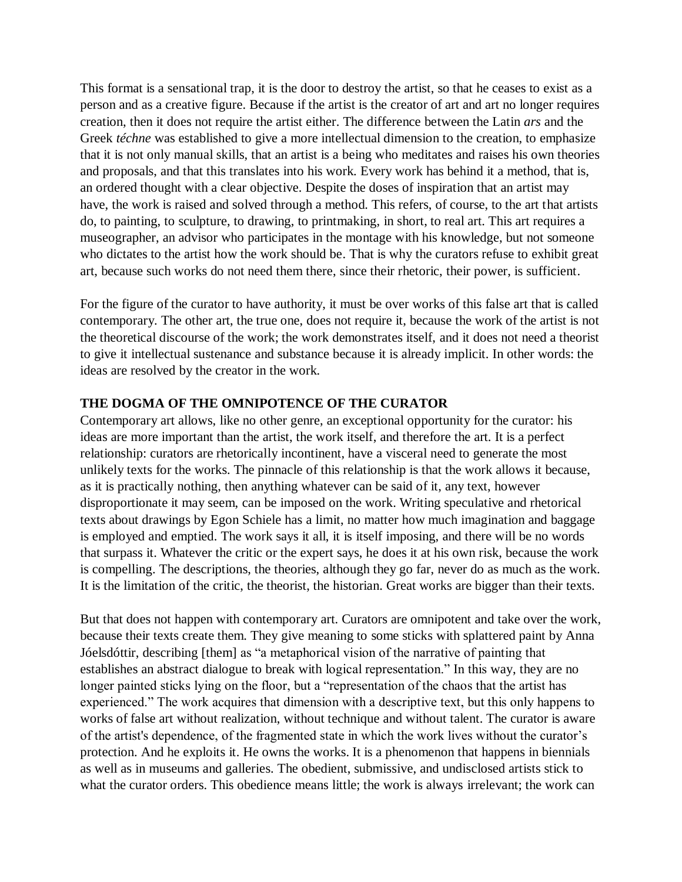This format is a sensational trap, it is the door to destroy the artist, so that he ceases to exist as a person and as a creative figure. Because if the artist is the creator of art and art no longer requires creation, then it does not require the artist either. The difference between the Latin *ars* and the Greek *téchne* was established to give a more intellectual dimension to the creation, to emphasize that it is not only manual skills, that an artist is a being who meditates and raises his own theories and proposals, and that this translates into his work. Every work has behind it a method, that is, an ordered thought with a clear objective. Despite the doses of inspiration that an artist may have, the work is raised and solved through a method. This refers, of course, to the art that artists do, to painting, to sculpture, to drawing, to printmaking, in short, to real art. This art requires a museographer, an advisor who participates in the montage with his knowledge, but not someone who dictates to the artist how the work should be. That is why the curators refuse to exhibit great art, because such works do not need them there, since their rhetoric, their power, is sufficient.

For the figure of the curator to have authority, it must be over works of this false art that is called contemporary. The other art, the true one, does not require it, because the work of the artist is not the theoretical discourse of the work; the work demonstrates itself, and it does not need a theorist to give it intellectual sustenance and substance because it is already implicit. In other words: the ideas are resolved by the creator in the work.

**THE DOGMA OF THE OMNIPOTENCE OF THE CURATOR**

Contemporary art allows, like no other genre, an exceptional opportunity for the curator: his ideas are more important than the artist, the work itself, and therefore the art. It is a perfect relationship: curators are rhetorically incontinent, have a visceral need to generate the most unlikely texts for the works. The pinnacle of this relationship is that the work allows it because, as it is practically nothing, then anything whatever can be said of it, any text, however disproportionate it may seem, can be imposed on the work. Writing speculative and rhetorical texts about drawings by Egon Schiele has a limit, no matter how much imagination and baggage is employed and emptied. The work says it all, it is itself imposing, and there will be no words that surpass it. Whatever the critic or the expert says, he does it at his own risk, because the work is compelling. The descriptions, the theories, although they go far, never do as much as the work. It is the limitation of the critic, the theorist, the historian. Great works are bigger than their texts.

But that does not happen with contemporary art. Curators are omnipotent and take over the work, because their texts create them. They give meaning to some sticks with splattered paint by Anna Jóelsdóttir, describing [them] as "a metaphorical vision of the narrative of painting that establishes an abstract dialogue to break with logical representation." In this way, they are no longer painted sticks lying on the floor, but a "representation of the chaos that the artist has experienced." The work acquires that dimension with a descriptive text, but this only happens to works of false art without realization, without technique and without talent. The curator is aware of the artist's dependence, of the fragmented state in which the work lives without the curator's protection. And he exploits it. He owns the works. It is a phenomenon that happens in biennials as well as in museums and galleries. The obedient, submissive, and undisclosed artists stick to what the curator orders. This obedience means little; the work is always irrelevant; the work can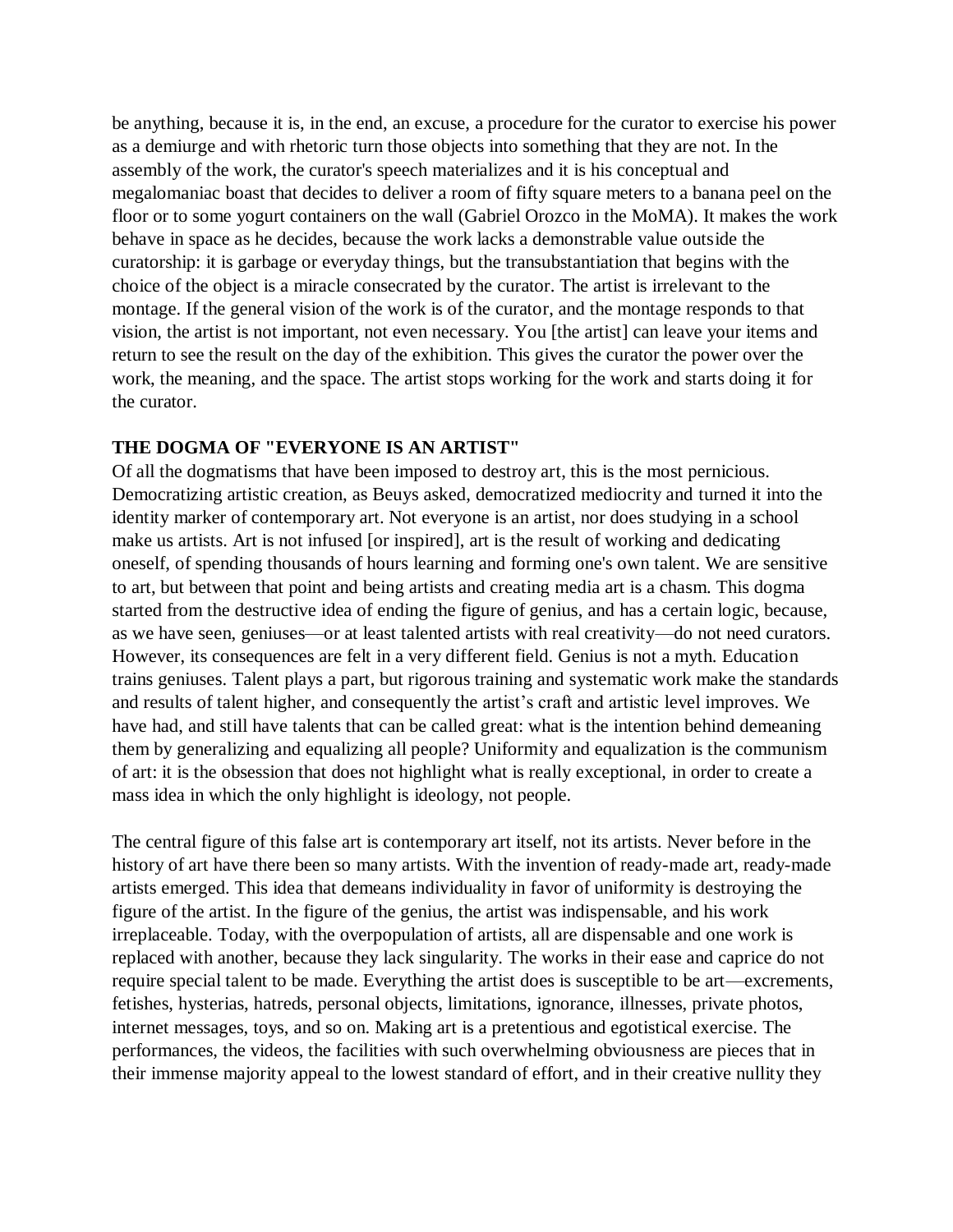be anything, because it is, in the end, an excuse, a procedure for the curator to exercise his power as a demiurge and with rhetoric turn those objects into something that they are not. In the assembly of the work, the curator's speech materializes and it is his conceptual and megalomaniac boast that decides to deliver a room of fifty square meters to a banana peel on the floor or to some yogurt containers on the wall (Gabriel Orozco in the MoMA). It makes the work behave in space as he decides, because the work lacks a demonstrable value outside the curatorship: it is garbage or everyday things, but the transubstantiation that begins with the choice of the object is a miracle consecrated by the curator. The artist is irrelevant to the montage. If the general vision of the work is of the curator, and the montage responds to that vision, the artist is not important, not even necessary. You [the artist] can leave your items and return to see the result on the day of the exhibition. This gives the curator the power over the work, the meaning, and the space. The artist stops working for the work and starts doing it for the curator.

**THE DOGMA OF "EVERYONE IS AN ARTIST"**

Of all the dogmatisms that have been imposed to destroy art, this is the most pernicious. Democratizing artistic creation, as Beuys asked, democratized mediocrity and turned it into the identity marker of contemporary art. Not everyone is an artist, nor does studying in a school make us artists. Art is not infused [or inspired], art is the result of working and dedicating oneself, of spending thousands of hours learning and forming one's own talent. We are sensitive to art, but between that point and being artists and creating media art is a chasm. This dogma started from the destructive idea of ending the figure of genius, and has a certain logic, because, as we have seen, geniuses—or at least talented artists with real creativity—do not need curators. However, its consequences are felt in a very different field. Genius is not a myth. Education trains geniuses. Talent plays a part, but rigorous training and systematic work make the standards and results of talent higher, and consequently the artist's craft and artistic level improves. We have had, and still have talents that can be called great: what is the intention behind demeaning them by generalizing and equalizing all people? Uniformity and equalization is the communism of art: it is the obsession that does not highlight what is really exceptional, in order to create a mass idea in which the only highlight is ideology, not people.

The central figure of this false art is contemporary art itself, not its artists. Never before in the history of art have there been so many artists. With the invention of ready-made art, ready-made artists emerged. This idea that demeans individuality in favor of uniformity is destroying the figure of the artist. In the figure of the genius, the artist was indispensable, and his work irreplaceable. Today, with the overpopulation of artists, all are dispensable and one work is replaced with another, because they lack singularity. The works in their ease and caprice do not require special talent to be made. Everything the artist does is susceptible to be art—excrements, fetishes, hysterias, hatreds, personal objects, limitations, ignorance, illnesses, private photos, internet messages, toys, and so on. Making art is a pretentious and egotistical exercise. The performances, the videos, the facilities with such overwhelming obviousness are pieces that in their immense majority appeal to the lowest standard of effort, and in their creative nullity they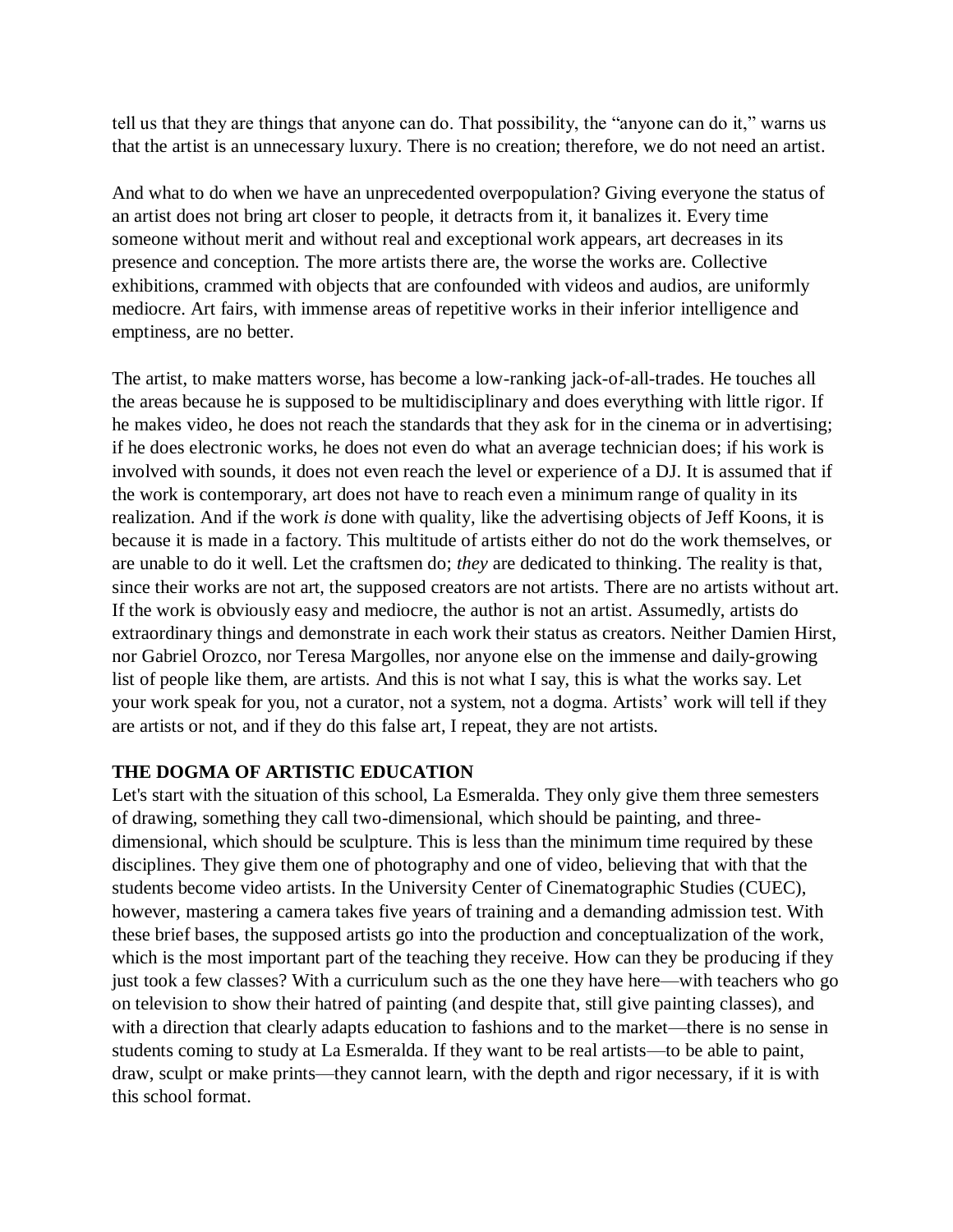tell us that they are things that anyone can do. That possibility, the "anyone can do it," warns us that the artist is an unnecessary luxury. There is no creation; therefore, we do not need an artist.

And what to do when we have an unprecedented overpopulation? Giving everyone the status of an artist does not bring art closer to people, it detracts from it, it banalizes it. Every time someone without merit and without real and exceptional work appears, art decreases in its presence and conception. The more artists there are, the worse the works are. Collective exhibitions, crammed with objects that are confounded with videos and audios, are uniformly mediocre. Art fairs, with immense areas of repetitive works in their inferior intelligence and emptiness, are no better.

The artist, to make matters worse, has become a low-ranking jack-of-all-trades. He touches all the areas because he is supposed to be multidisciplinary and does everything with little rigor. If he makes video, he does not reach the standards that they ask for in the cinema or in advertising; if he does electronic works, he does not even do what an average technician does; if his work is involved with sounds, it does not even reach the level or experience of a DJ. It is assumed that if the work is contemporary, art does not have to reach even a minimum range of quality in its realization. And if the work *is* done with quality, like the advertising objects of Jeff Koons, it is because it is made in a factory. This multitude of artists either do not do the work themselves, or are unable to do it well. Let the craftsmen do; *they* are dedicated to thinking. The reality is that, since their works are not art, the supposed creators are not artists. There are no artists without art. If the work is obviously easy and mediocre, the author is not an artist. Assumedly, artists do extraordinary things and demonstrate in each work their status as creators. Neither Damien Hirst, nor Gabriel Orozco, nor Teresa Margolles, nor anyone else on the immense and daily-growing list of people like them, are artists. And this is not what I say, this is what the works say. Let your work speak for you, not a curator, not a system, not a dogma. Artists' work will tell if they are artists or not, and if they do this false art, I repeat, they are not artists.

## THE DOGMA OF ARTISTIC EDUCATION

Let's start with the situation of this school, La Esmeralda. They only give them three semesters of drawing, something they call two-dimensional, which should be painting, and three-dimensional, which should be sculpture. This is less than the minimum time required by these disciplines. They give them one of photography and one of video, believing that with that the students become video artists. In the University Center of Cinematographic Studies (CUEC), however, mastering a camera takes five years of training and a demanding admission test. With these brief bases, the supposed artists go into the production and conceptualization of the work, which is the most important part of the teaching they receive. How can they be producing if they just took a few classes? With a curriculum such as the one they have here—with teachers who go on television to show their hatred of painting (and despite that, still give painting classes), and with a direction that clearly adapts education to fashions and to the market—there is no sense in students coming to study at La Esmeralda. If they want to be real artists—to be able to paint, draw, sculpt or make prints—they cannot learn, with the depth and rigor necessary, if it is with this school format.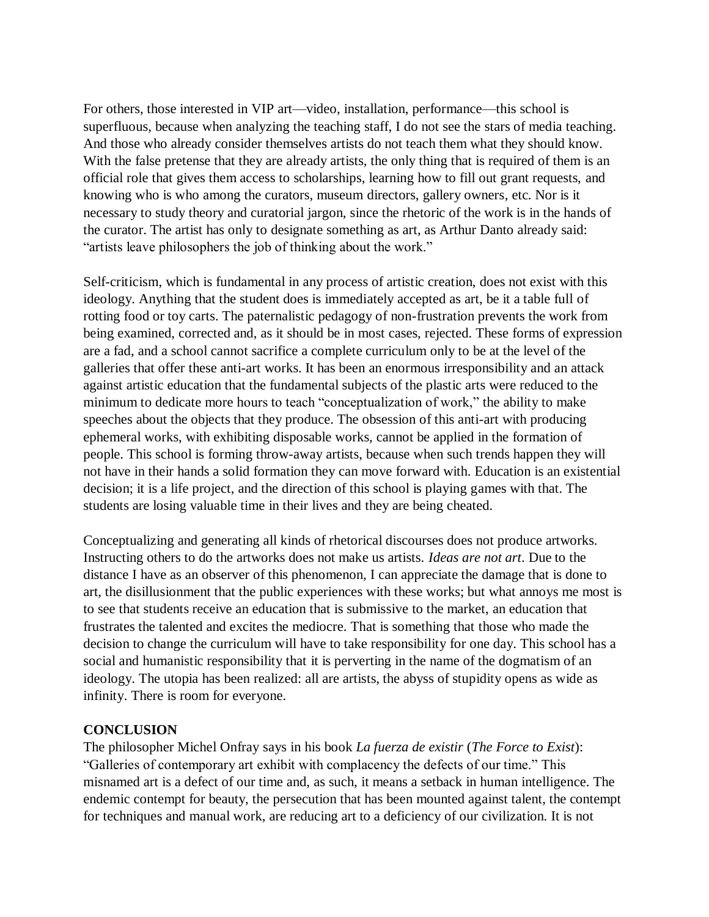For others, those interested in VIP art—video, installation, performance—this school is superfluous, because when analyzing the teaching staff, I do not see the stars of media teaching. And those who already consider themselves artists do not teach them what they should know. With the false pretense that they are already artists, the only thing that is required of them is an official role that gives them access to scholarships, learning how to fill out grant requests, and knowing who is who among the curators, museum directors, gallery owners, etc. Nor is it necessary to study theory and curatorial jargon, since the rhetoric of the work is in the hands of the curator. The artist has only to designate something as art, as Arthur Danto already said: "artists leave philosophers the job of thinking about the work."

Self-criticism, which is fundamental in any process of artistic creation, does not exist with this ideology. Anything that the student does is immediately accepted as art, be it a table full of rotting food or toy carts. The paternalistic pedagogy of non-frustration prevents the work from being examined, corrected and, as it should be in most cases, rejected. These forms of expression are a fad, and a school cannot sacrifice a complete curriculum only to be at the level of the galleries that offer these anti-art works. It has been an enormous irresponsibility and an attack against artistic education that the fundamental subjects of the plastic arts were reduced to the minimum to dedicate more hours to teach "conceptualization of work," the ability to make speeches about the objects that they produce. The obsession of this anti-art with producing ephemeral works, with exhibiting disposable works, cannot be applied in the formation of people. This school is forming throw-away artists, because when such trends happen they will not have in their hands a solid formation they can move forward with. Education is an existential decision; it is a life project, and the direction of this school is playing games with that. The students are losing valuable time in their lives and they are being cheated.

Conceptualizing and generating all kinds of rhetorical discourses does not produce artworks. Instructing others to do the artworks does not make us artists. *Ideas are not art*. Due to the distance I have as an observer of this phenomenon, I can appreciate the damage that is done to art, the disillusionment that the public experiences with these works; but what annoys me most is to see that students receive an education that is submissive to the market, an education that frustrates the talented and excites the mediocre. That is something that those who made the decision to change the curriculum will have to take responsibility for one day. This school has a social and humanistic responsibility that it is perverting in the name of the dogmatism of an ideology. The utopia has been realized: all are artists, the abyss of stupidity opens as wide as infinity. There is room for everyone.

## CONCLUSION

The philosopher Michel Onfray says in his book *La fuerza de existir* (*The Force to Exist*): "Galleries of contemporary art exhibit with complacency the defects of our time." This misnamed art is a defect of our time and, as such, it means a setback in human intelligence. The endemic contempt for beauty, the persecution that has been mounted against talent, the contempt for techniques and manual work, are reducing art to a deficiency of our civilization. It is not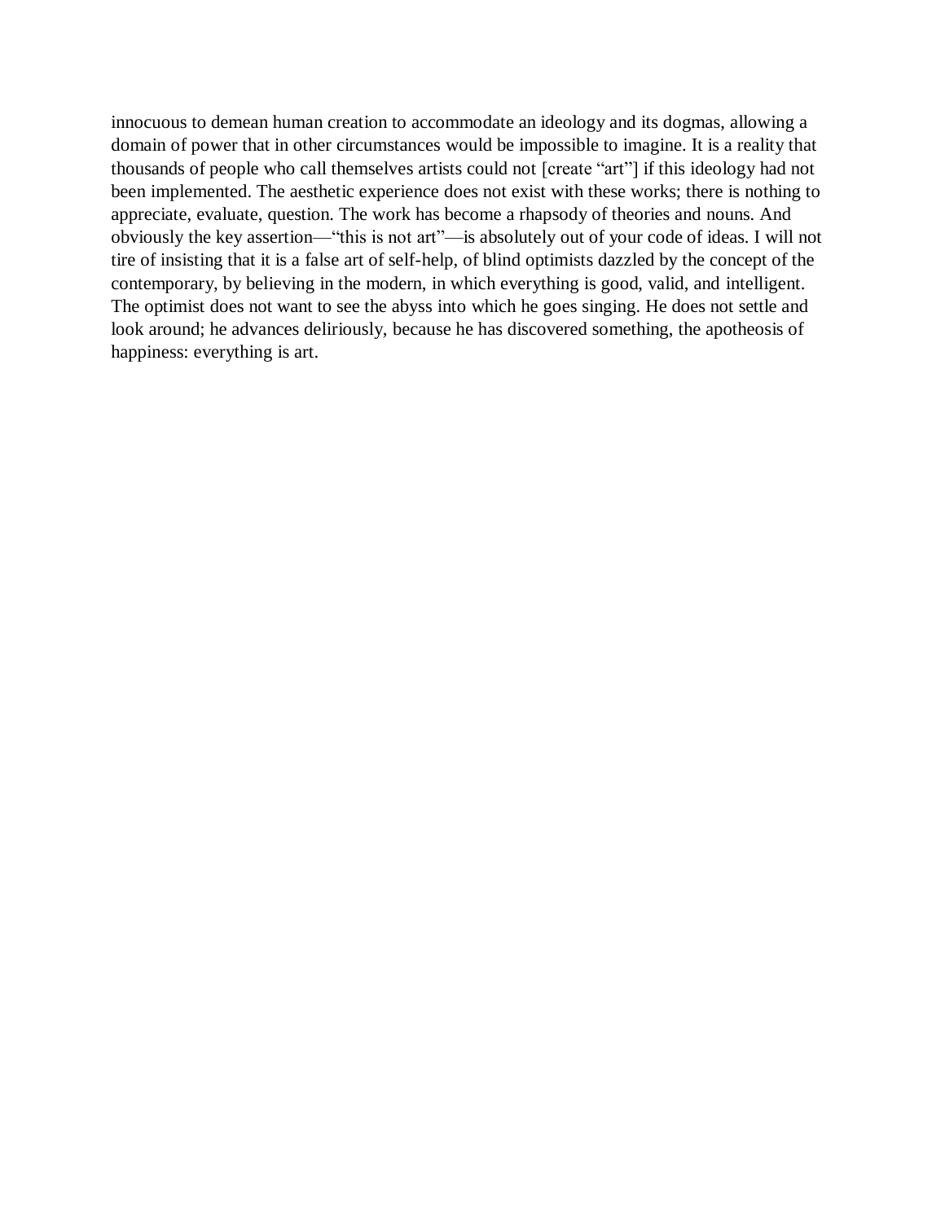innocuous to demean human creation to accommodate an ideology and its dogmas, allowing a domain of power that in other circumstances would be impossible to imagine. It is a reality that thousands of people who call themselves artists could not [create "art"] if this ideology had not been implemented. The aesthetic experience does not exist with these works; there is nothing to appreciate, evaluate, question. The work has become a rhapsody of theories and nouns. And obviously the key assertion—"this is not art"—is absolutely out of your code of ideas. I will not tire of insisting that it is a false art of self-help, of blind optimists dazzled by the concept of the contemporary, by believing in the modern, in which everything is good, valid, and intelligent. The optimist does not want to see the abyss into which he goes singing. He does not settle and look around; he advances deliriously, because he has discovered something, the apotheosis of happiness: everything is art.